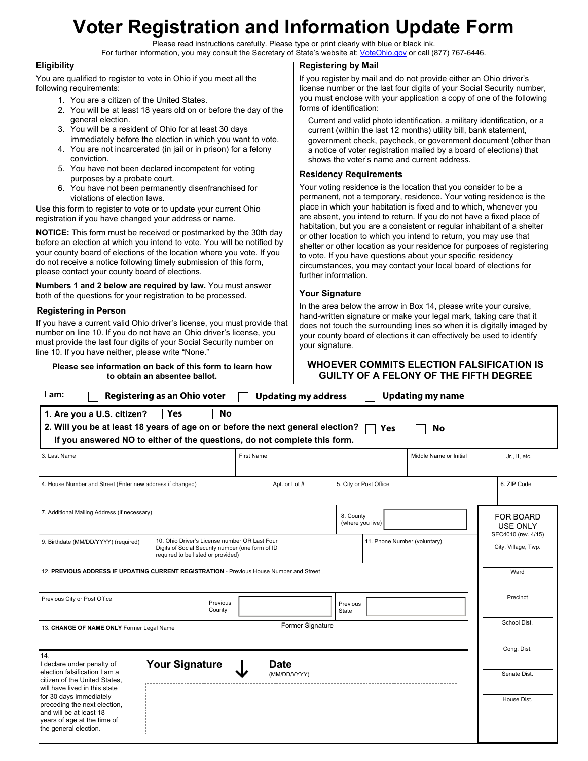# Voter Registration and Information Update Form

Please read instructions carefully. Please type or print clearly with blue or black ink.
For further information, you may consult the Secretary of State's website at: VoteOhio.gov or call (877) 767-6446.

## Eligibility

You are qualified to register to vote in Ohio if you meet all the following requirements:

1. You are a citizen of the United States.
2. You will be at least 18 years old on or before the day of the general election.
3. You will be a resident of Ohio for at least 30 days immediately before the election in which you want to vote.
4. You are not incarcerated (in jail or in prison) for a felony conviction.
5. You have not been declared incompetent for voting purposes by a probate court.
6. You have not been permanently disenfranchised for violations of election laws.

Use this form to register to vote or to update your current Ohio registration if you have changed your address or name.

**NOTICE:** This form must be received or postmarked by the 30th day before an election at which you intend to vote. You will be notified by your county board of elections of the location where you vote. If you do not receive a notice following timely submission of this form, please contact your county board of elections.

**Numbers 1 and 2 below are required by law.** You must answer both of the questions for your registration to be processed.

## Registering in Person

If you have a current valid Ohio driver's license, you must provide that number on line 10. If you do not have an Ohio driver's license, you must provide the last four digits of your Social Security number on line 10. If you have neither, please write "None."

**Please see information on back of this form to learn how to obtain an absentee ballot.**

## Registering by Mail

If you register by mail and do not provide either an Ohio driver's license number or the last four digits of your Social Security number, you must enclose with your application a copy of one of the following forms of identification:

Current and valid photo identification, a military identification, or a current (within the last 12 months) utility bill, bank statement, government check, paycheck, or government document (other than a notice of voter registration mailed by a board of elections) that shows the voter's name and current address.

## Residency Requirements

Your voting residence is the location that you consider to be a permanent, not a temporary, residence. Your voting residence is the place in which your habitation is fixed and to which, whenever you are absent, you intend to return. If you do not have a fixed place of habitation, but you are a consistent or regular inhabitant of a shelter or other location to which you intend to return, you may use that shelter or other location as your residence for purposes of registering to vote. If you have questions about your specific residency circumstances, you may contact your local board of elections for further information.

## Your Signature

In the area below the arrow in Box 14, please write your cursive, hand-written signature or make your legal mark, taking care that it does not touch the surrounding lines so when it is digitally imaged by your county board of elections it can effectively be used to identify your signature.

**WHOEVER COMMITS ELECTION FALSIFICATION IS GUILTY OF A FELONY OF THE FIFTH DEGREE**

---

**I am:** ☐ **Registering as an Ohio voter** ☐ **Updating my address** ☐ **Updating my name**

**1. Are you a U.S. citizen?** ☐ **Yes** ☐ **No**

**2. Will you be at least 18 years of age on or before the next general election?** ☐ **Yes** ☐ **No**

**If you answered NO to either of the questions, do not complete this form.**

| 3. Last Name | First Name | Middle Name or Initial | Jr., II, etc. |
| --- | --- | --- | --- |
| | | | |

| 4. House Number and Street (Enter new address if changed) | Apt. or Lot # | 5. City or Post Office | 6. ZIP Code |
| --- | --- | --- | --- |
| | | | |

| 7. Additional Mailing Address (if necessary) | 8. County (where you live) |
| --- | --- |
| | |

| 9. Birthdate (MM/DD/YYYY) (required) | 10. Ohio Driver's License number OR Last Four Digits of Social Security number (one form of ID required to be listed or provided) | 11. Phone Number (voluntary) |
| --- | --- | --- |
| | | |

**12. PREVIOUS ADDRESS IF UPDATING CURRENT REGISTRATION** - Previous House Number and Street

| Previous City or Post Office | Previous County | Previous State |
| --- | --- | --- |
| | | |

| 13. **CHANGE OF NAME ONLY** Former Legal Name | Former Signature |
| --- | --- |
| | |

14. I declare under penalty of election falsification I am a citizen of the United States, will have lived in this state for 30 days immediately preceding the next election, and will be at least 18 years of age at the time of the general election.

**Your Signature** ↓

**Date** (MM/DD/YYYY) ____________________

**FOR BOARD USE ONLY**
SEC4010 (rev. 4/15)

- City, Village, Twp.
- Ward
- Precinct
- School Dist.
- Cong. Dist.
- Senate Dist.
- House Dist.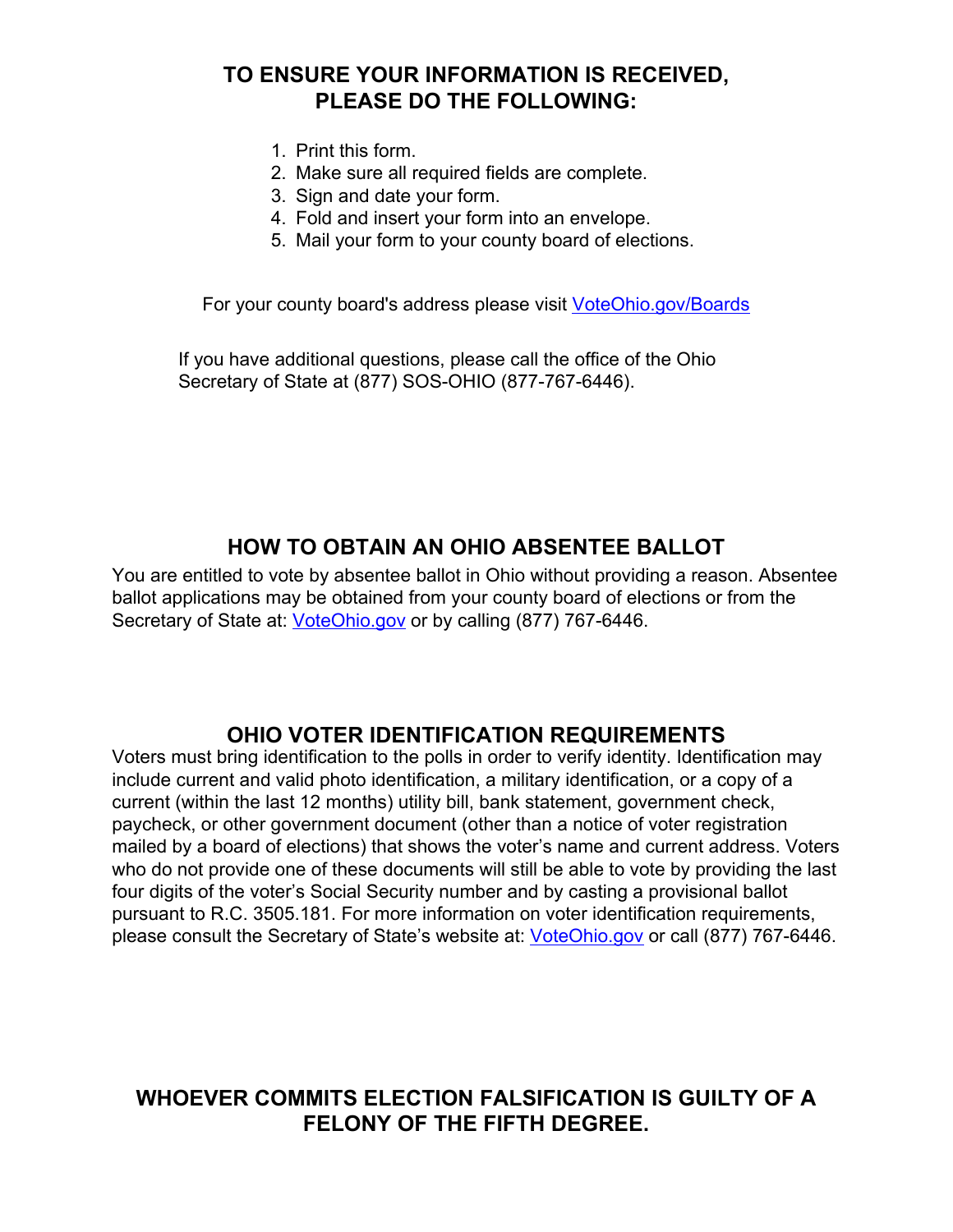## TO ENSURE YOUR INFORMATION IS RECEIVED, PLEASE DO THE FOLLOWING:

1. Print this form.
2. Make sure all required fields are complete.
3. Sign and date your form.
4. Fold and insert your form into an envelope.
5. Mail your form to your county board of elections.

For your county board's address please visit [VoteOhio.gov/Boards](https://VoteOhio.gov/Boards)

If you have additional questions, please call the office of the Ohio Secretary of State at (877) SOS-OHIO (877-767-6446).

## HOW TO OBTAIN AN OHIO ABSENTEE BALLOT

You are entitled to vote by absentee ballot in Ohio without providing a reason. Absentee ballot applications may be obtained from your county board of elections or from the Secretary of State at: [VoteOhio.gov](https://VoteOhio.gov) or by calling (877) 767-6446.

## OHIO VOTER IDENTIFICATION REQUIREMENTS

Voters must bring identification to the polls in order to verify identity. Identification may include current and valid photo identification, a military identification, or a copy of a current (within the last 12 months) utility bill, bank statement, government check, paycheck, or other government document (other than a notice of voter registration mailed by a board of elections) that shows the voter's name and current address. Voters who do not provide one of these documents will still be able to vote by providing the last four digits of the voter's Social Security number and by casting a provisional ballot pursuant to R.C. 3505.181. For more information on voter identification requirements, please consult the Secretary of State's website at: [VoteOhio.gov](https://VoteOhio.gov) or call (877) 767-6446.

**WHOEVER COMMITS ELECTION FALSIFICATION IS GUILTY OF A FELONY OF THE FIFTH DEGREE.**